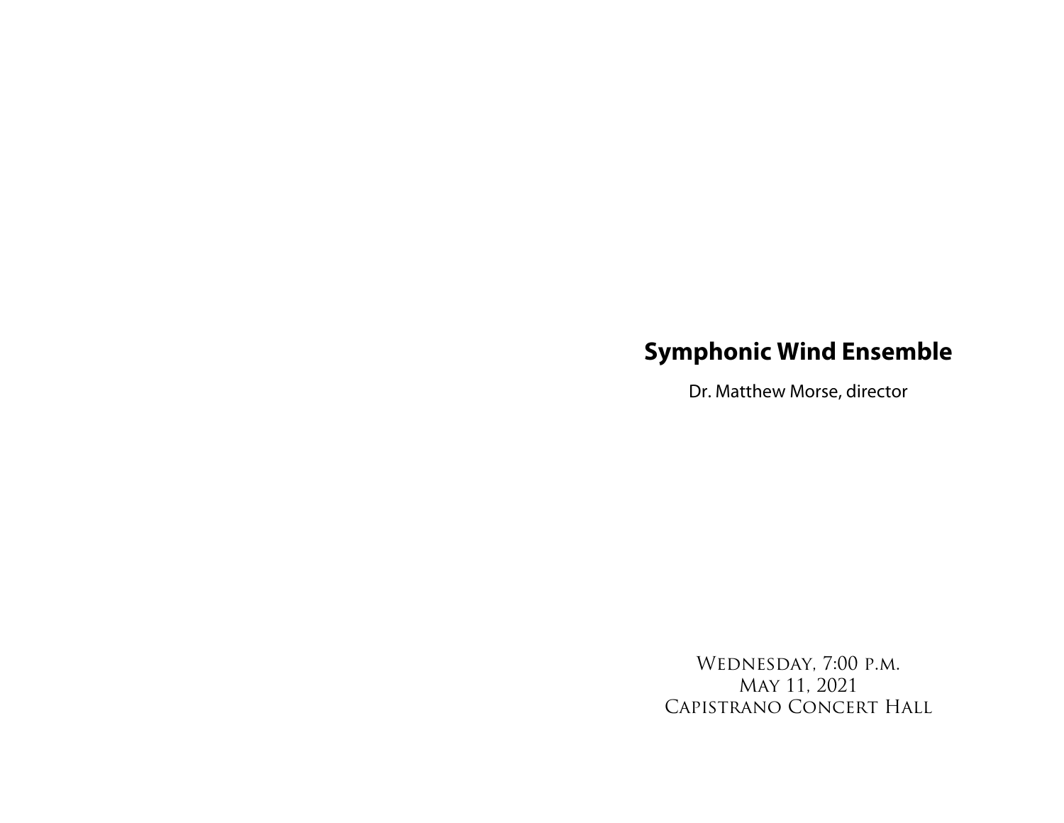# Symphonic Wind Ensemble

Dr. Matthew Morse, director

Wednesday, 7:00 p.m.
May 11, 2021
Capistrano Concert Hall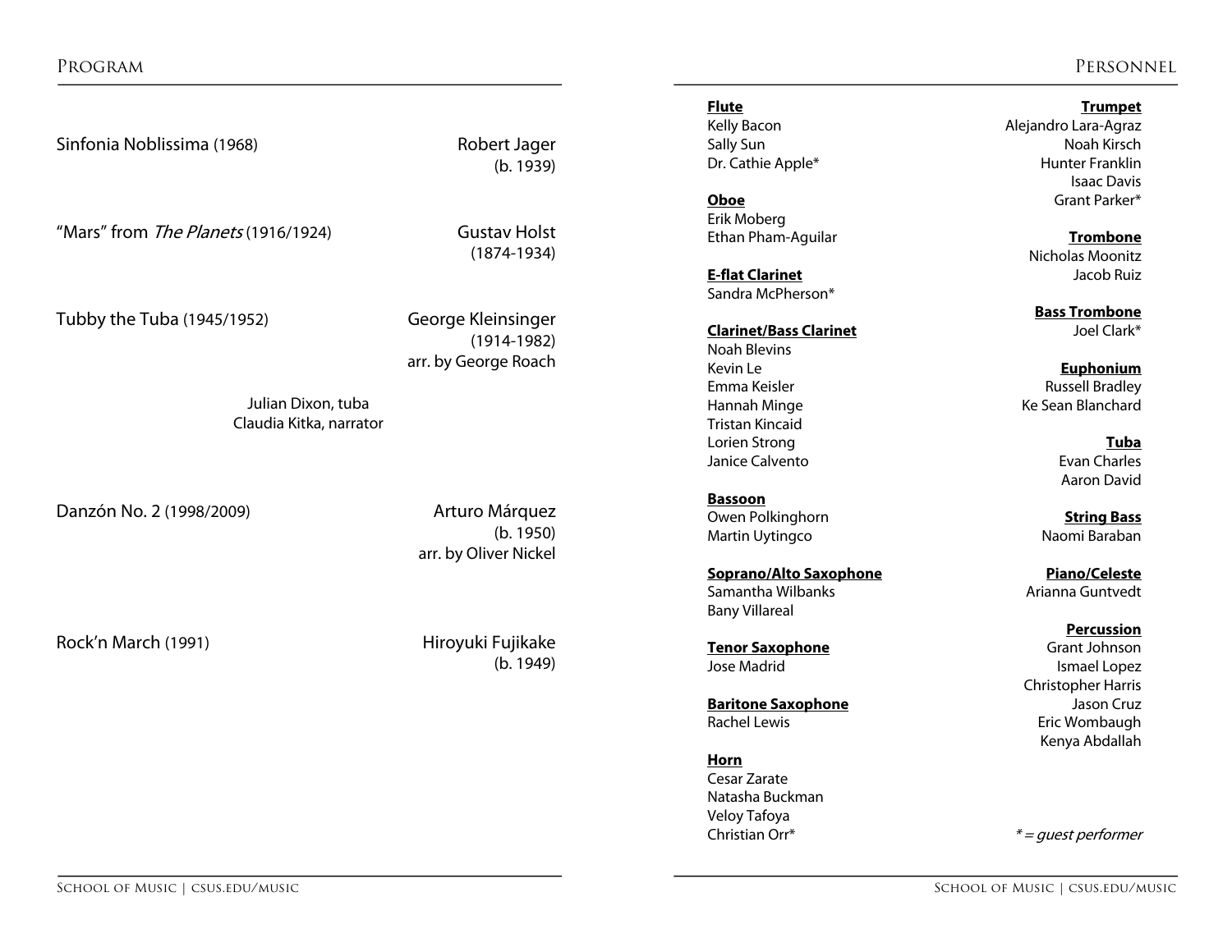## Program

Sinfonia Noblissima (1968) — Robert Jager (b. 1939)

"Mars" from *The Planets* (1916/1924) — Gustav Holst (1874-1934)

Tubby the Tuba (1945/1952) — George Kleinsinger (1914-1982), arr. by George Roach

Julian Dixon, tuba
Claudia Kitka, narrator

Danzón No. 2 (1998/2009) — Arturo Márquez (b. 1950), arr. by Oliver Nickel

Rock'n March (1991) — Hiroyuki Fujikake (b. 1949)

## Personnel

**Flute**
Kelly Bacon
Sally Sun
Dr. Cathie Apple*

**Oboe**
Erik Moberg
Ethan Pham-Aguilar

**E-flat Clarinet**
Sandra McPherson*

**Clarinet/Bass Clarinet**
Noah Blevins
Kevin Le
Emma Keisler
Hannah Minge
Tristan Kincaid
Lorien Strong
Janice Calvento

**Bassoon**
Owen Polkinghorn
Martin Uytingco

**Soprano/Alto Saxophone**
Samantha Wilbanks
Bany Villareal

**Tenor Saxophone**
Jose Madrid

**Baritone Saxophone**
Rachel Lewis

**Horn**
Cesar Zarate
Natasha Buckman
Veloy Tafoya
Christian Orr*

**Trumpet**
Alejandro Lara-Agraz
Noah Kirsch
Hunter Franklin
Isaac Davis
Grant Parker*

**Trombone**
Nicholas Moonitz
Jacob Ruiz

**Bass Trombone**
Joel Clark*

**Euphonium**
Russell Bradley
Ke Sean Blanchard

**Tuba**
Evan Charles
Aaron David

**String Bass**
Naomi Baraban

**Piano/Celeste**
Arianna Guntvedt

**Percussion**
Grant Johnson
Ismael Lopez
Christopher Harris
Jason Cruz
Eric Wombaugh
Kenya Abdallah

*\* = guest performer*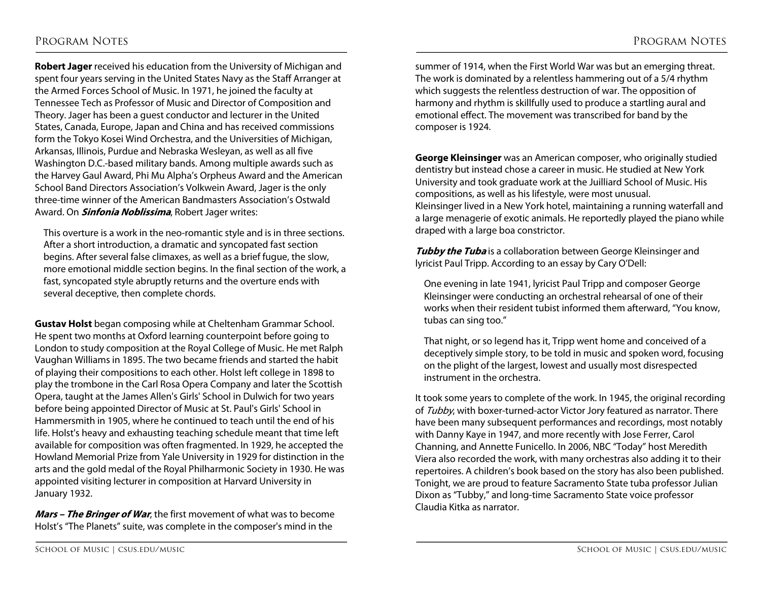**Robert Jager** received his education from the University of Michigan and spent four years serving in the United States Navy as the Staff Arranger at the Armed Forces School of Music. In 1971, he joined the faculty at Tennessee Tech as Professor of Music and Director of Composition and Theory. Jager has been a guest conductor and lecturer in the United States, Canada, Europe, Japan and China and has received commissions form the Tokyo Kosei Wind Orchestra, and the Universities of Michigan, Arkansas, Illinois, Purdue and Nebraska Wesleyan, as well as all five Washington D.C.-based military bands. Among multiple awards such as the Harvey Gaul Award, Phi Mu Alpha's Orpheus Award and the American School Band Directors Association's Volkwein Award, Jager is the only three-time winner of the American Bandmasters Association's Ostwald Award. On ***Sinfonia Noblissima***, Robert Jager writes:

> This overture is a work in the neo-romantic style and is in three sections. After a short introduction, a dramatic and syncopated fast section begins. After several false climaxes, as well as a brief fugue, the slow, more emotional middle section begins. In the final section of the work, a fast, syncopated style abruptly returns and the overture ends with several deceptive, then complete chords.

**Gustav Holst** began composing while at Cheltenham Grammar School. He spent two months at Oxford learning counterpoint before going to London to study composition at the Royal College of Music. He met Ralph Vaughan Williams in 1895. The two became friends and started the habit of playing their compositions to each other. Holst left college in 1898 to play the trombone in the Carl Rosa Opera Company and later the Scottish Opera, taught at the James Allen's Girls' School in Dulwich for two years before being appointed Director of Music at St. Paul's Girls' School in Hammersmith in 1905, where he continued to teach until the end of his life. Holst's heavy and exhausting teaching schedule meant that time left available for composition was often fragmented. In 1929, he accepted the Howland Memorial Prize from Yale University in 1929 for distinction in the arts and the gold medal of the Royal Philharmonic Society in 1930. He was appointed visiting lecturer in composition at Harvard University in January 1932.

***Mars – The Bringer of War***, the first movement of what was to become Holst's "The Planets" suite, was complete in the composer's mind in the summer of 1914, when the First World War was but an emerging threat. The work is dominated by a relentless hammering out of a 5/4 rhythm which suggests the relentless destruction of war. The opposition of harmony and rhythm is skillfully used to produce a startling aural and emotional effect. The movement was transcribed for band by the composer is 1924.

**George Kleinsinger** was an American composer, who originally studied dentistry but instead chose a career in music. He studied at New York University and took graduate work at the Juilliard School of Music. His compositions, as well as his lifestyle, were most unusual. Kleinsinger lived in a New York hotel, maintaining a running waterfall and a large menagerie of exotic animals. He reportedly played the piano while draped with a large boa constrictor.

***Tubby the Tuba*** is a collaboration between George Kleinsinger and lyricist Paul Tripp. According to an essay by Cary O'Dell:

> One evening in late 1941, lyricist Paul Tripp and composer George Kleinsinger were conducting an orchestral rehearsal of one of their works when their resident tubist informed them afterward, "You know, tubas can sing too."
>
> That night, or so legend has it, Tripp went home and conceived of a deceptively simple story, to be told in music and spoken word, focusing on the plight of the largest, lowest and usually most disrespected instrument in the orchestra.

It took some years to complete of the work. In 1945, the original recording of *Tubby*, with boxer-turned-actor Victor Jory featured as narrator. There have been many subsequent performances and recordings, most notably with Danny Kaye in 1947, and more recently with Jose Ferrer, Carol Channing, and Annette Funicello. In 2006, NBC "Today" host Meredith Viera also recorded the work, with many orchestras also adding it to their repertoires. A children's book based on the story has also been published. Tonight, we are proud to feature Sacramento State tuba professor Julian Dixon as "Tubby," and long-time Sacramento State voice professor Claudia Kitka as narrator.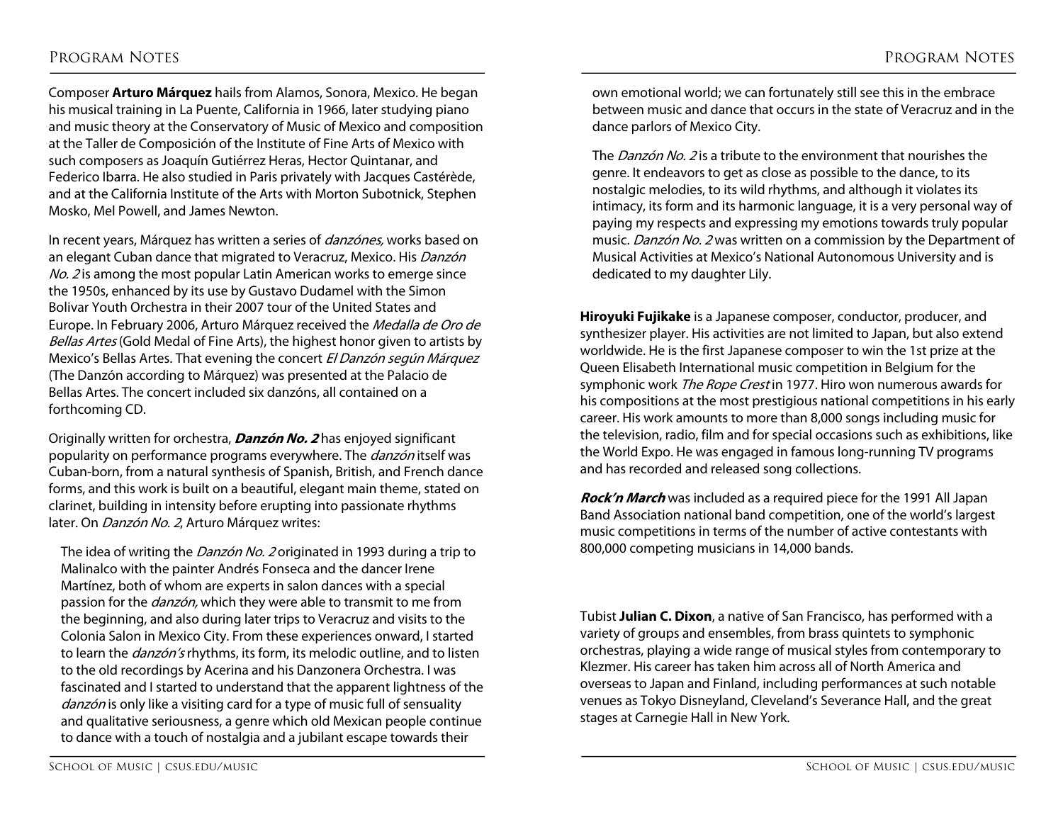Composer **Arturo Márquez** hails from Alamos, Sonora, Mexico. He began his musical training in La Puente, California in 1966, later studying piano and music theory at the Conservatory of Music of Mexico and composition at the Taller de Composición of the Institute of Fine Arts of Mexico with such composers as Joaquín Gutiérrez Heras, Hector Quintanar, and Federico Ibarra. He also studied in Paris privately with Jacques Castérède, and at the California Institute of the Arts with Morton Subotnick, Stephen Mosko, Mel Powell, and James Newton.

In recent years, Márquez has written a series of *danzónes,* works based on an elegant Cuban dance that migrated to Veracruz, Mexico. His *Danzón No. 2* is among the most popular Latin American works to emerge since the 1950s, enhanced by its use by Gustavo Dudamel with the Simon Bolivar Youth Orchestra in their 2007 tour of the United States and Europe. In February 2006, Arturo Márquez received the *Medalla de Oro de Bellas Artes* (Gold Medal of Fine Arts), the highest honor given to artists by Mexico's Bellas Artes. That evening the concert *El Danzón según Márquez* (The Danzón according to Márquez) was presented at the Palacio de Bellas Artes. The concert included six danzóns, all contained on a forthcoming CD.

Originally written for orchestra, ***Danzón No. 2*** has enjoyed significant popularity on performance programs everywhere. The *danzón* itself was Cuban-born, from a natural synthesis of Spanish, British, and French dance forms, and this work is built on a beautiful, elegant main theme, stated on clarinet, building in intensity before erupting into passionate rhythms later. On *Danzón No. 2*, Arturo Márquez writes:

> The idea of writing the *Danzón No. 2* originated in 1993 during a trip to Malinalco with the painter Andrés Fonseca and the dancer Irene Martínez, both of whom are experts in salon dances with a special passion for the *danzón,* which they were able to transmit to me from the beginning, and also during later trips to Veracruz and visits to the Colonia Salon in Mexico City. From these experiences onward, I started to learn the *danzón's* rhythms, its form, its melodic outline, and to listen to the old recordings by Acerina and his Danzonera Orchestra. I was fascinated and I started to understand that the apparent lightness of the *danzón* is only like a visiting card for a type of music full of sensuality and qualitative seriousness, a genre which old Mexican people continue to dance with a touch of nostalgia and a jubilant escape towards their own emotional world; we can fortunately still see this in the embrace between music and dance that occurs in the state of Veracruz and in the dance parlors of Mexico City.
>
> The *Danzón No. 2* is a tribute to the environment that nourishes the genre. It endeavors to get as close as possible to the dance, to its nostalgic melodies, to its wild rhythms, and although it violates its intimacy, its form and its harmonic language, it is a very personal way of paying my respects and expressing my emotions towards truly popular music. *Danzón No. 2* was written on a commission by the Department of Musical Activities at Mexico's National Autonomous University and is dedicated to my daughter Lily.

**Hiroyuki Fujikake** is a Japanese composer, conductor, producer, and synthesizer player. His activities are not limited to Japan, but also extend worldwide. He is the first Japanese composer to win the 1st prize at the Queen Elisabeth International music competition in Belgium for the symphonic work *The Rope Crest* in 1977. Hiro won numerous awards for his compositions at the most prestigious national competitions in his early career. His work amounts to more than 8,000 songs including music for the television, radio, film and for special occasions such as exhibitions, like the World Expo. He was engaged in famous long-running TV programs and has recorded and released song collections.

***Rock'n March*** was included as a required piece for the 1991 All Japan Band Association national band competition, one of the world's largest music competitions in terms of the number of active contestants with 800,000 competing musicians in 14,000 bands.

Tubist **Julian C. Dixon**, a native of San Francisco, has performed with a variety of groups and ensembles, from brass quintets to symphonic orchestras, playing a wide range of musical styles from contemporary to Klezmer. His career has taken him across all of North America and overseas to Japan and Finland, including performances at such notable venues as Tokyo Disneyland, Cleveland's Severance Hall, and the great stages at Carnegie Hall in New York.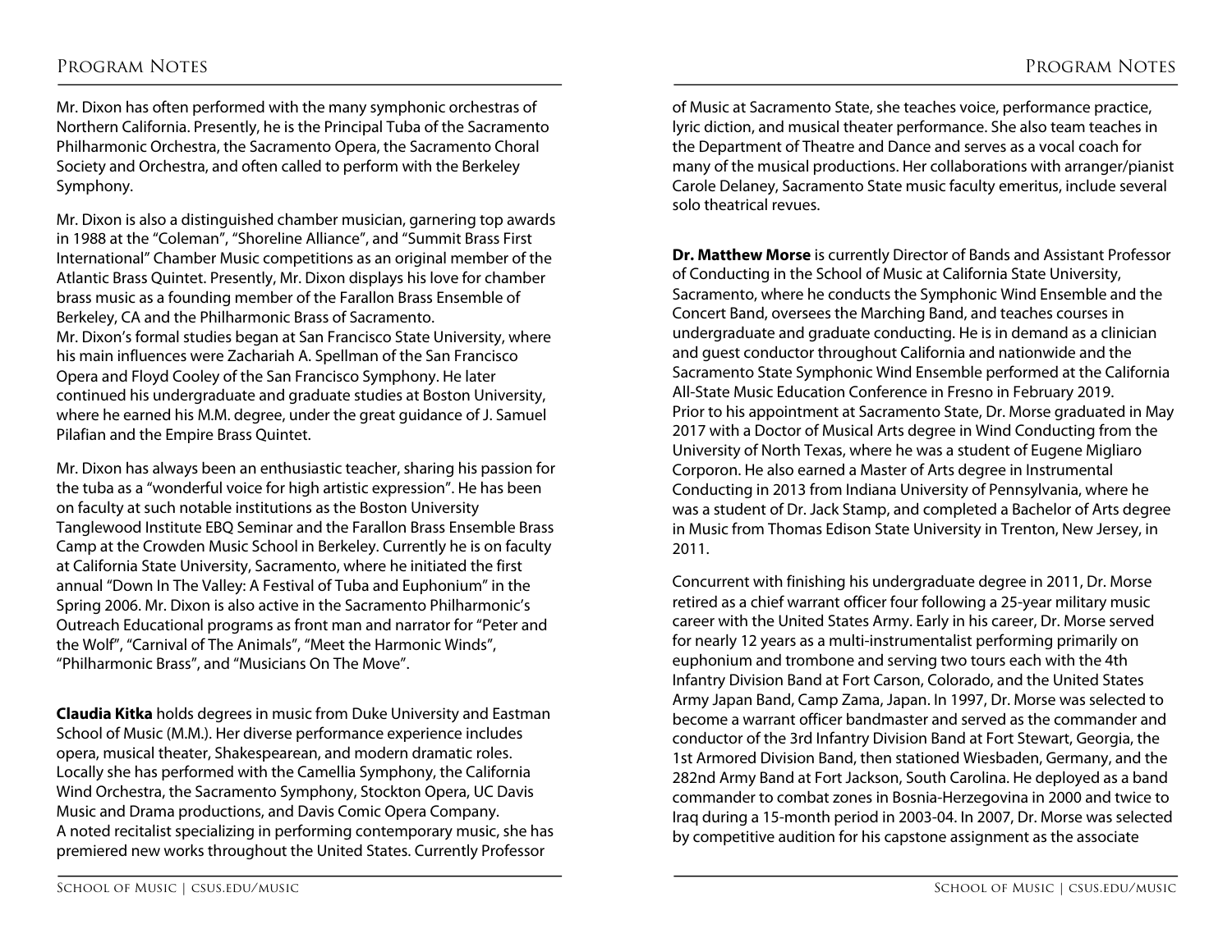Mr. Dixon has often performed with the many symphonic orchestras of Northern California. Presently, he is the Principal Tuba of the Sacramento Philharmonic Orchestra, the Sacramento Opera, the Sacramento Choral Society and Orchestra, and often called to perform with the Berkeley Symphony.

Mr. Dixon is also a distinguished chamber musician, garnering top awards in 1988 at the "Coleman", "Shoreline Alliance", and "Summit Brass First International" Chamber Music competitions as an original member of the Atlantic Brass Quintet. Presently, Mr. Dixon displays his love for chamber brass music as a founding member of the Farallon Brass Ensemble of Berkeley, CA and the Philharmonic Brass of Sacramento.
Mr. Dixon's formal studies began at San Francisco State University, where his main influences were Zachariah A. Spellman of the San Francisco Opera and Floyd Cooley of the San Francisco Symphony. He later continued his undergraduate and graduate studies at Boston University, where he earned his M.M. degree, under the great guidance of J. Samuel Pilafian and the Empire Brass Quintet.

Mr. Dixon has always been an enthusiastic teacher, sharing his passion for the tuba as a "wonderful voice for high artistic expression". He has been on faculty at such notable institutions as the Boston University Tanglewood Institute EBQ Seminar and the Farallon Brass Ensemble Brass Camp at the Crowden Music School in Berkeley. Currently he is on faculty at California State University, Sacramento, where he initiated the first annual "Down In The Valley: A Festival of Tuba and Euphonium" in the Spring 2006. Mr. Dixon is also active in the Sacramento Philharmonic's Outreach Educational programs as front man and narrator for "Peter and the Wolf", "Carnival of The Animals", "Meet the Harmonic Winds", "Philharmonic Brass", and "Musicians On The Move".

**Claudia Kitka** holds degrees in music from Duke University and Eastman School of Music (M.M.). Her diverse performance experience includes opera, musical theater, Shakespearean, and modern dramatic roles. Locally she has performed with the Camellia Symphony, the California Wind Orchestra, the Sacramento Symphony, Stockton Opera, UC Davis Music and Drama productions, and Davis Comic Opera Company.
A noted recitalist specializing in performing contemporary music, she has premiered new works throughout the United States. Currently Professor of Music at Sacramento State, she teaches voice, performance practice, lyric diction, and musical theater performance. She also team teaches in the Department of Theatre and Dance and serves as a vocal coach for many of the musical productions. Her collaborations with arranger/pianist Carole Delaney, Sacramento State music faculty emeritus, include several solo theatrical revues.

**Dr. Matthew Morse** is currently Director of Bands and Assistant Professor of Conducting in the School of Music at California State University, Sacramento, where he conducts the Symphonic Wind Ensemble and the Concert Band, oversees the Marching Band, and teaches courses in undergraduate and graduate conducting. He is in demand as a clinician and guest conductor throughout California and nationwide and the Sacramento State Symphonic Wind Ensemble performed at the California All-State Music Education Conference in Fresno in February 2019.
Prior to his appointment at Sacramento State, Dr. Morse graduated in May 2017 with a Doctor of Musical Arts degree in Wind Conducting from the University of North Texas, where he was a student of Eugene Migliaro Corporon. He also earned a Master of Arts degree in Instrumental Conducting in 2013 from Indiana University of Pennsylvania, where he was a student of Dr. Jack Stamp, and completed a Bachelor of Arts degree in Music from Thomas Edison State University in Trenton, New Jersey, in 2011.

Concurrent with finishing his undergraduate degree in 2011, Dr. Morse retired as a chief warrant officer four following a 25-year military music career with the United States Army. Early in his career, Dr. Morse served for nearly 12 years as a multi-instrumentalist performing primarily on euphonium and trombone and serving two tours each with the 4th Infantry Division Band at Fort Carson, Colorado, and the United States Army Japan Band, Camp Zama, Japan. In 1997, Dr. Morse was selected to become a warrant officer bandmaster and served as the commander and conductor of the 3rd Infantry Division Band at Fort Stewart, Georgia, the 1st Armored Division Band, then stationed Wiesbaden, Germany, and the 282nd Army Band at Fort Jackson, South Carolina. He deployed as a band commander to combat zones in Bosnia-Herzegovina in 2000 and twice to Iraq during a 15-month period in 2003-04. In 2007, Dr. Morse was selected by competitive audition for his capstone assignment as the associate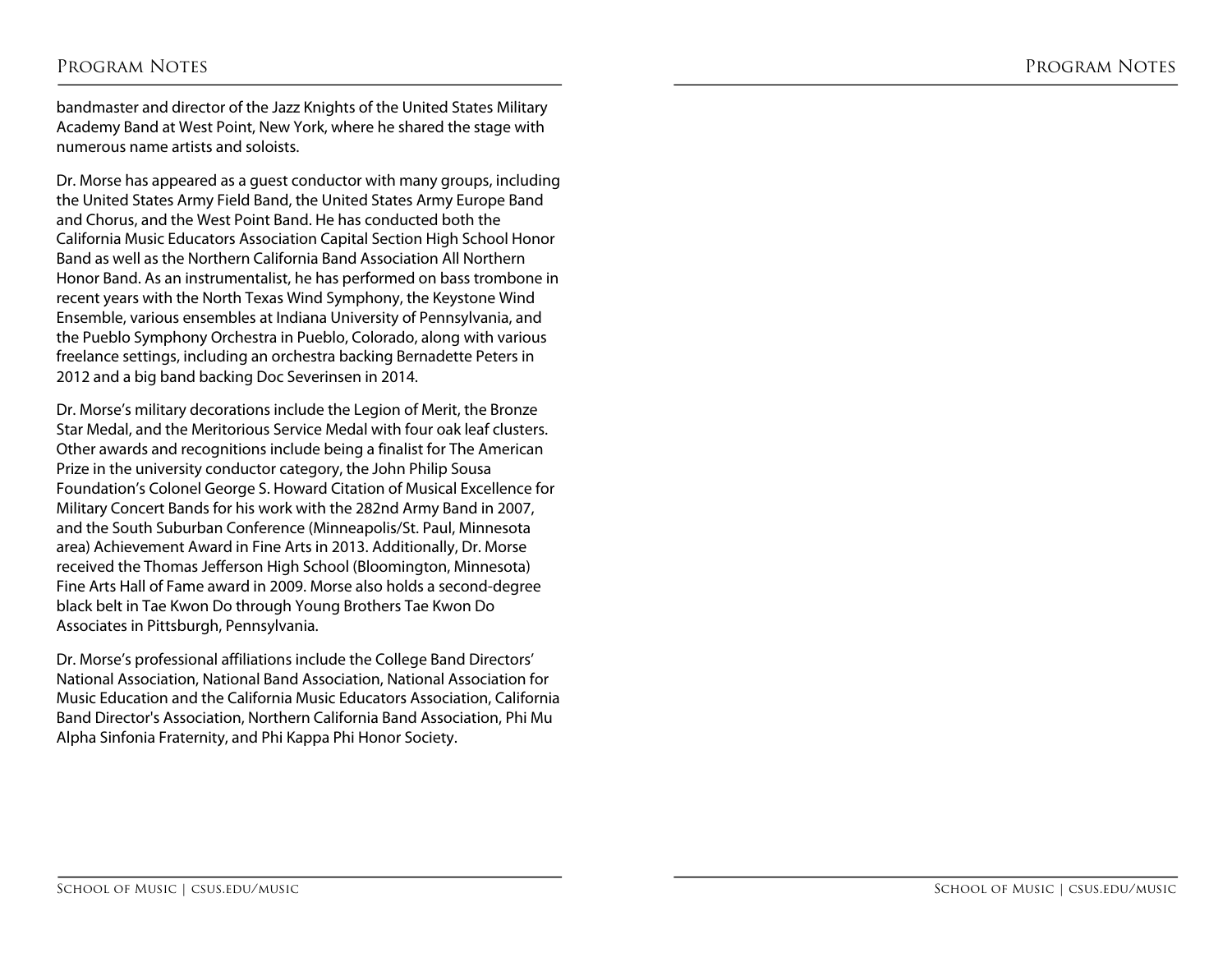bandmaster and director of the Jazz Knights of the United States Military Academy Band at West Point, New York, where he shared the stage with numerous name artists and soloists.

Dr. Morse has appeared as a guest conductor with many groups, including the United States Army Field Band, the United States Army Europe Band and Chorus, and the West Point Band. He has conducted both the California Music Educators Association Capital Section High School Honor Band as well as the Northern California Band Association All Northern Honor Band. As an instrumentalist, he has performed on bass trombone in recent years with the North Texas Wind Symphony, the Keystone Wind Ensemble, various ensembles at Indiana University of Pennsylvania, and the Pueblo Symphony Orchestra in Pueblo, Colorado, along with various freelance settings, including an orchestra backing Bernadette Peters in 2012 and a big band backing Doc Severinsen in 2014.

Dr. Morse's military decorations include the Legion of Merit, the Bronze Star Medal, and the Meritorious Service Medal with four oak leaf clusters. Other awards and recognitions include being a finalist for The American Prize in the university conductor category, the John Philip Sousa Foundation's Colonel George S. Howard Citation of Musical Excellence for Military Concert Bands for his work with the 282nd Army Band in 2007, and the South Suburban Conference (Minneapolis/St. Paul, Minnesota area) Achievement Award in Fine Arts in 2013. Additionally, Dr. Morse received the Thomas Jefferson High School (Bloomington, Minnesota) Fine Arts Hall of Fame award in 2009. Morse also holds a second-degree black belt in Tae Kwon Do through Young Brothers Tae Kwon Do Associates in Pittsburgh, Pennsylvania.

Dr. Morse's professional affiliations include the College Band Directors' National Association, National Band Association, National Association for Music Education and the California Music Educators Association, California Band Director's Association, Northern California Band Association, Phi Mu Alpha Sinfonia Fraternity, and Phi Kappa Phi Honor Society.